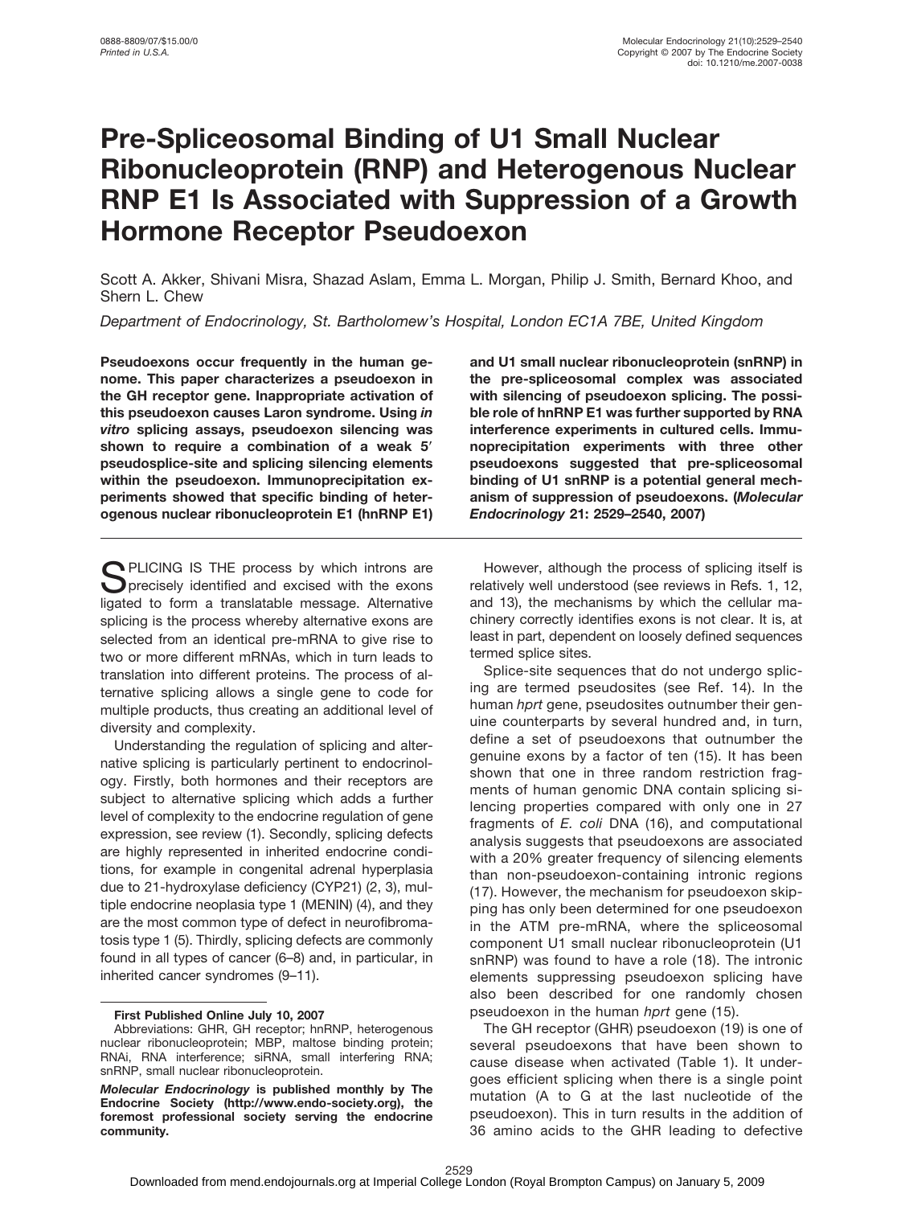# Pre-Spliceosomal Binding of U1 Small Nuclear Ribonucleoprotein (RNP) and Heterogenous Nuclear RNP E1 Is Associated with Suppression of a Growth Hormone Receptor Pseudoexon

Scott A. Akker, Shivani Misra, Shazad Aslam, Emma L. Morgan, Philip J. Smith, Bernard Khoo, and Shern L. Chew

*Department of Endocrinology, St. Bartholomew's Hospital, London EC1A 7BE, United Kingdom*

**Pseudoexons occur frequently in the human genome. This paper characterizes a pseudoexon in the GH receptor gene. Inappropriate activation of this pseudoexon causes Laron syndrome. Using *in vitro* splicing assays, pseudoexon silencing was shown to require a combination of a weak 5′ pseudosplice-site and splicing silencing elements within the pseudoexon. Immunoprecipitation experiments showed that specific binding of heterogenous nuclear ribonucleoprotein E1 (hnRNP E1) and U1 small nuclear ribonucleoprotein (snRNP) in the pre-spliceosomal complex was associated with silencing of pseudoexon splicing. The possible role of hnRNP E1 was further supported by RNA interference experiments in cultured cells. Immunoprecipitation experiments with three other pseudoexons suggested that pre-spliceosomal binding of U1 snRNP is a potential general mechanism of suppression of pseudoexons. (*Molecular Endocrinology* 21: 2529–2540, 2007)**

SPLICING IS THE process by which introns are precisely identified and excised with the exons ligated to form a translatable message. Alternative splicing is the process whereby alternative exons are selected from an identical pre-mRNA to give rise to two or more different mRNAs, which in turn leads to translation into different proteins. The process of alternative splicing allows a single gene to code for multiple products, thus creating an additional level of diversity and complexity.

Understanding the regulation of splicing and alternative splicing is particularly pertinent to endocrinology. Firstly, both hormones and their receptors are subject to alternative splicing which adds a further level of complexity to the endocrine regulation of gene expression, see review (1). Secondly, splicing defects are highly represented in inherited endocrine conditions, for example in congenital adrenal hyperplasia due to 21-hydroxylase deficiency (CYP21) (2, 3), multiple endocrine neoplasia type 1 (MENIN) (4), and they are the most common type of defect in neurofibromatosis type 1 (5). Thirdly, splicing defects are commonly found in all types of cancer (6–8) and, in particular, in inherited cancer syndromes (9–11).

However, although the process of splicing itself is relatively well understood (see reviews in Refs. 1, 12, and 13), the mechanisms by which the cellular machinery correctly identifies exons is not clear. It is, at least in part, dependent on loosely defined sequences termed splice sites.

Splice-site sequences that do not undergo splicing are termed pseudosites (see Ref. 14). In the human *hprt* gene, pseudosites outnumber their genuine counterparts by several hundred and, in turn, define a set of pseudoexons that outnumber the genuine exons by a factor of ten (15). It has been shown that one in three random restriction fragments of human genomic DNA contain splicing silencing properties compared with only one in 27 fragments of *E. coli* DNA (16), and computational analysis suggests that pseudoexons are associated with a 20% greater frequency of silencing elements than non-pseudoexon-containing intronic regions (17). However, the mechanism for pseudoexon skipping has only been determined for one pseudoexon in the ATM pre-mRNA, where the spliceosomal component U1 small nuclear ribonucleoprotein (U1 snRNP) was found to have a role (18). The intronic elements suppressing pseudoexon splicing have also been described for one randomly chosen pseudoexon in the human *hprt* gene (15).

The GH receptor (GHR) pseudoexon (19) is one of several pseudoexons that have been shown to cause disease when activated (Table 1). It undergoes efficient splicing when there is a single point mutation (A to G at the last nucleotide of the pseudoexon). This in turn results in the addition of 36 amino acids to the GHR leading to defective

---

**First Published Online July 10, 2007**

Abbreviations: GHR, GH receptor; hnRNP, heterogenous nuclear ribonucleoprotein; MBP, maltose binding protein; RNAi, RNA interference; siRNA, small interfering RNA; snRNP, small nuclear ribonucleoprotein.

*Molecular Endocrinology* is published monthly by The Endocrine Society (http://www.endo-society.org), the foremost professional society serving the endocrine community.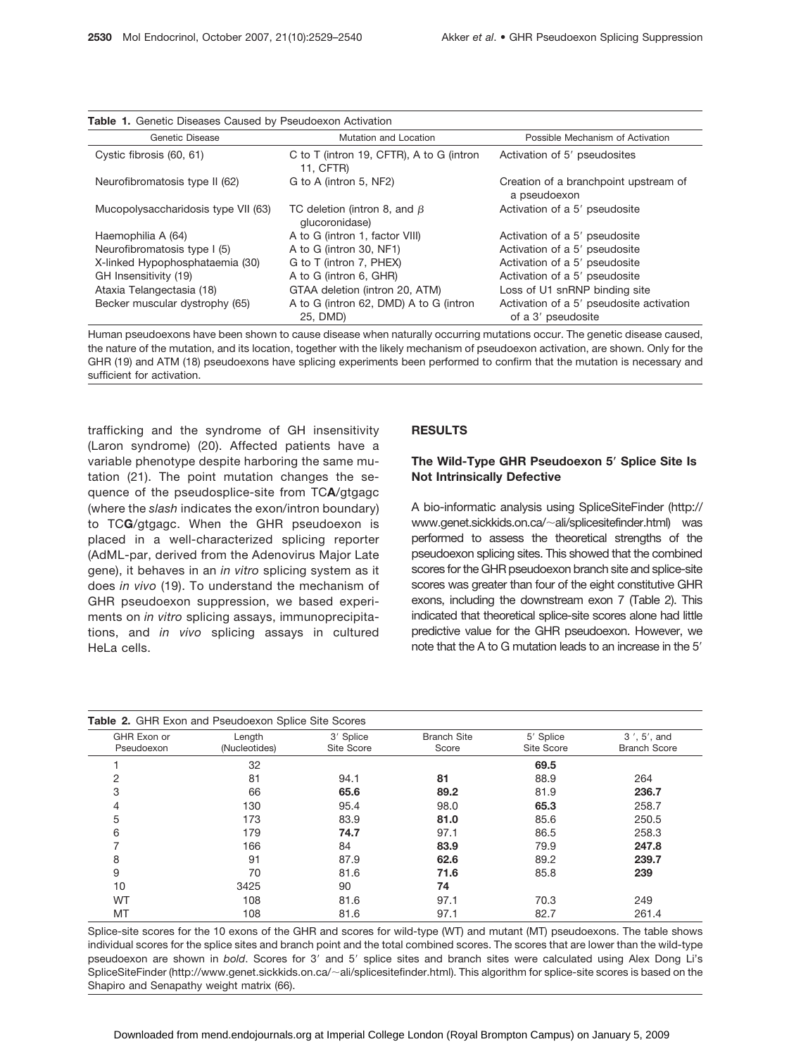**Table 1.** Genetic Diseases Caused by Pseudoexon Activation

| Genetic Disease | Mutation and Location | Possible Mechanism of Activation |
|---|---|---|
| Cystic fibrosis (60, 61) | C to T (intron 19, CFTR), A to G (intron 11, CFTR) | Activation of 5′ pseudosites |
| Neurofibromatosis type II (62) | G to A (intron 5, NF2) | Creation of a branchpoint upstream of a pseudoexon |
| Mucopolysaccharidosis type VII (63) | TC deletion (intron 8, and $\beta$ glucoronidase) | Activation of a 5′ pseudosite |
| Haemophilia A (64) | A to G (intron 1, factor VIII) | Activation of a 5′ pseudosite |
| Neurofibromatosis type I (5) | A to G (intron 30, NF1) | Activation of a 5′ pseudosite |
| X-linked Hypophosphataemia (30) | G to T (intron 7, PHEX) | Activation of a 5′ pseudosite |
| GH Insensitivity (19) | A to G (intron 6, GHR) | Activation of a 5′ pseudosite |
| Ataxia Telangectasia (18) | GTAA deletion (intron 20, ATM) | Loss of U1 snRNP binding site |
| Becker muscular dystrophy (65) | A to G (intron 62, DMD) A to G (intron 25, DMD) | Activation of a 5′ pseudosite activation of a 3′ pseudosite |

Human pseudoexons have been shown to cause disease when naturally occurring mutations occur. The genetic disease caused, the nature of the mutation, and its location, together with the likely mechanism of pseudoexon activation, are shown. Only for the GHR (19) and ATM (18) pseudoexons have splicing experiments been performed to confirm that the mutation is necessary and sufficient for activation.

trafficking and the syndrome of GH insensitivity (Laron syndrome) (20). Affected patients have a variable phenotype despite harboring the same mutation (21). The point mutation changes the sequence of the pseudosplice-site from TC**A**/gtgagc (where the *slash* indicates the exon/intron boundary) to TC**G**/gtgagc. When the GHR pseudoexon is placed in a well-characterized splicing reporter (AdML-par, derived from the Adenovirus Major Late gene), it behaves in an *in vitro* splicing system as it does *in vivo* (19). To understand the mechanism of GHR pseudoexon suppression, we based experiments on *in vitro* splicing assays, immunoprecipitations, and *in vivo* splicing assays in cultured HeLa cells.

## RESULTS

### The Wild-Type GHR Pseudoexon 5′ Splice Site Is Not Intrinsically Defective

A bio-informatic analysis using SpliceSiteFinder (http://www.genet.sickkids.on.ca/~ali/splicesitefinder.html) was performed to assess the theoretical strengths of the pseudoexon splicing sites. This showed that the combined scores for the GHR pseudoexon branch site and splice-site scores was greater than four of the eight constitutive GHR exons, including the downstream exon 7 (Table 2). This indicated that theoretical splice-site scores alone had little predictive value for the GHR pseudoexon. However, we note that the A to G mutation leads to an increase in the 5′

**Table 2.** GHR Exon and Pseudoexon Splice Site Scores

| GHR Exon or Pseudoexon | Length (Nucleotides) | 3′ Splice Site Score | Branch Site Score | 5′ Splice Site Score | 3′, 5′, and Branch Score |
|---|---|---|---|---|---|
| 1 | 32 | | | **69.5** | |
| 2 | 81 | 94.1 | **81** | 88.9 | 264 |
| 3 | 66 | **65.6** | **89.2** | 81.9 | **236.7** |
| 4 | 130 | 95.4 | 98.0 | **65.3** | 258.7 |
| 5 | 173 | 83.9 | **81.0** | 85.6 | 250.5 |
| 6 | 179 | **74.7** | 97.1 | 86.5 | 258.3 |
| 7 | 166 | 84 | **83.9** | 79.9 | **247.8** |
| 8 | 91 | 87.9 | **62.6** | 89.2 | **239.7** |
| 9 | 70 | 81.6 | **71.6** | 85.8 | **239** |
| 10 | 3425 | 90 | **74** | | |
| WT | 108 | 81.6 | 97.1 | 70.3 | 249 |
| MT | 108 | 81.6 | 97.1 | 82.7 | 261.4 |

Splice-site scores for the 10 exons of the GHR and scores for wild-type (WT) and mutant (MT) pseudoexons. The table shows individual scores for the splice sites and branch point and the total combined scores. The scores that are lower than the wild-type pseudoexon are shown in *bold*. Scores for 3′ and 5′ splice sites and branch sites were calculated using Alex Dong Li's SpliceSiteFinder (http://www.genet.sickkids.on.ca/~ali/splicesitefinder.html). This algorithm for splice-site scores is based on the Shapiro and Senapathy weight matrix (66).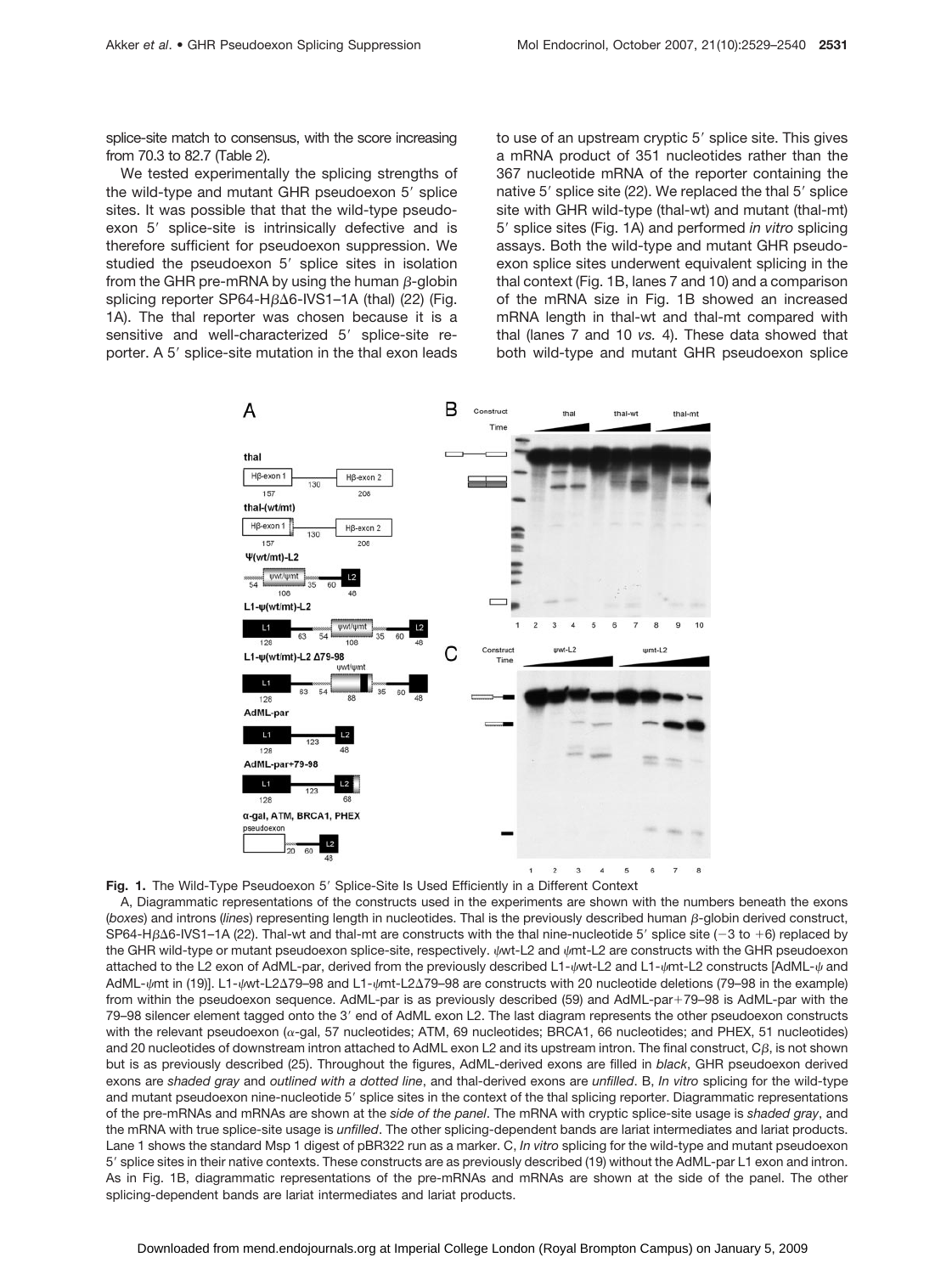splice-site match to consensus, with the score increasing from 70.3 to 82.7 (Table 2).

We tested experimentally the splicing strengths of the wild-type and mutant GHR pseudoexon 5′ splice sites. It was possible that that the wild-type pseudoexon 5′ splice-site is intrinsically defective and is therefore sufficient for pseudoexon suppression. We studied the pseudoexon 5′ splice sites in isolation from the GHR pre-mRNA by using the human β-globin splicing reporter SP64-HβΔ6-IVS1–1A (thal) (22) (Fig. 1A). The thal reporter was chosen because it is a sensitive and well-characterized 5′ splice-site reporter. A 5′ splice-site mutation in the thal exon leads to use of an upstream cryptic 5′ splice site. This gives a mRNA product of 351 nucleotides rather than the 367 nucleotide mRNA of the reporter containing the native 5′ splice site (22). We replaced the thal 5′ splice site with GHR wild-type (thal-wt) and mutant (thal-mt) 5′ splice sites (Fig. 1A) and performed *in vitro* splicing assays. Both the wild-type and mutant GHR pseudoexon splice sites underwent equivalent splicing in the thal context (Fig. 1B, lanes 7 and 10) and a comparison of the mRNA size in Fig. 1B showed an increased mRNA length in thal-wt and thal-mt compared with thal (lanes 7 and 10 *vs.* 4). These data showed that both wild-type and mutant GHR pseudoexon splice

**Fig. 1.** The Wild-Type Pseudoexon 5′ Splice-Site Is Used Efficiently in a Different Context

A, Diagrammatic representations of the constructs used in the experiments are shown with the numbers beneath the exons (*boxes*) and introns (*lines*) representing length in nucleotides. Thal is the previously described human β-globin derived construct, SP64-HβΔ6-IVS1–1A (22). Thal-wt and thal-mt are constructs with the thal nine-nucleotide 5′ splice site (−3 to +6) replaced by the GHR wild-type or mutant pseudoexon splice-site, respectively. ψwt-L2 and ψmt-L2 are constructs with the GHR pseudoexon attached to the L2 exon of AdML-par, derived from the previously described L1-ψwt-L2 and L1-ψmt-L2 constructs [AdML-ψ and AdML-ψmt in (19)]. L1-ψwt-L2Δ79–98 and L1-ψmt-L2Δ79–98 are constructs with 20 nucleotide deletions (79–98 in the example) from within the pseudoexon sequence. AdML-par is as previously described (59) and AdML-par+79–98 is AdML-par with the 79–98 silencer element tagged onto the 3′ end of AdML exon L2. The last diagram represents the other pseudoexon constructs with the relevant pseudoexon (α-gal, 57 nucleotides; ATM, 69 nucleotides; BRCA1, 66 nucleotides; and PHEX, 51 nucleotides) and 20 nucleotides of downstream intron attached to AdML exon L2 and its upstream intron. The final construct, Cβ, is not shown but is as previously described (25). Throughout the figures, AdML-derived exons are filled in *black*, GHR pseudoexon derived exons are *shaded gray* and *outlined with a dotted line*, and thal-derived exons are *unfilled*. B, *In vitro* splicing for the wild-type and mutant pseudoexon nine-nucleotide 5′ splice sites in the context of the thal splicing reporter. Diagrammatic representations of the pre-mRNAs and mRNAs are shown at the *side of the panel*. The mRNA with cryptic splice-site usage is *shaded gray*, and the mRNA with true splice-site usage is *unfilled*. The other splicing-dependent bands are lariat intermediates and lariat products. Lane 1 shows the standard Msp 1 digest of pBR322 run as a marker. C, *In vitro* splicing for the wild-type and mutant pseudoexon 5′ splice sites in their native contexts. These constructs are as previously described (19) without the AdML-par L1 exon and intron. As in Fig. 1B, diagrammatic representations of the pre-mRNAs and mRNAs are shown at the side of the panel. The other splicing-dependent bands are lariat intermediates and lariat products.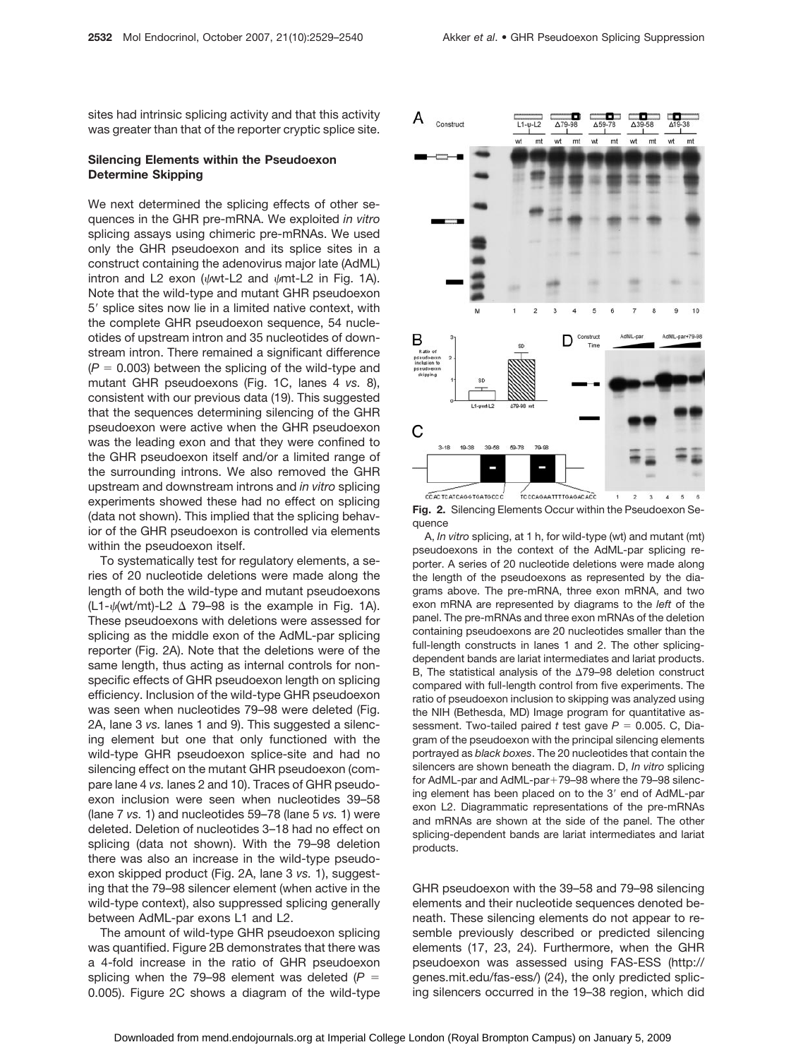sites had intrinsic splicing activity and that this activity was greater than that of the reporter cryptic splice site.

### Silencing Elements within the Pseudoexon Determine Skipping

We next determined the splicing effects of other sequences in the GHR pre-mRNA. We exploited *in vitro* splicing assays using chimeric pre-mRNAs. We used only the GHR pseudoexon and its splice sites in a construct containing the adenovirus major late (AdML) intron and L2 exon (ψwt-L2 and ψmt-L2 in Fig. 1A). Note that the wild-type and mutant GHR pseudoexon 5′ splice sites now lie in a limited native context, with the complete GHR pseudoexon sequence, 54 nucleotides of upstream intron and 35 nucleotides of downstream intron. There remained a significant difference ($P = 0.003$) between the splicing of the wild-type and mutant GHR pseudoexons (Fig. 1C, lanes 4 *vs.* 8), consistent with our previous data (19). This suggested that the sequences determining silencing of the GHR pseudoexon were active when the GHR pseudoexon was the leading exon and that they were confined to the GHR pseudoexon itself and/or a limited range of the surrounding introns. We also removed the GHR upstream and downstream introns and *in vitro* splicing experiments showed these had no effect on splicing (data not shown). This implied that the splicing behavior of the GHR pseudoexon is controlled via elements within the pseudoexon itself.

To systematically test for regulatory elements, a series of 20 nucleotide deletions were made along the length of both the wild-type and mutant pseudoexons (L1-ψ(wt/mt)-L2 Δ 79–98 is the example in Fig. 1A). These pseudoexons with deletions were assessed for splicing as the middle exon of the AdML-par splicing reporter (Fig. 2A). Note that the deletions were of the same length, thus acting as internal controls for non-specific effects of GHR pseudoexon length on splicing efficiency. Inclusion of the wild-type GHR pseudoexon was seen when nucleotides 79–98 were deleted (Fig. 2A, lane 3 *vs.* lanes 1 and 9). This suggested a silencing element but one that only functioned with the wild-type GHR pseudoexon splice-site and had no silencing effect on the mutant GHR pseudoexon (compare lane 4 *vs.* lanes 2 and 10). Traces of GHR pseudoexon inclusion were seen when nucleotides 39–58 (lane 7 *vs.* 1) and nucleotides 59–78 (lane 5 *vs.* 1) were deleted. Deletion of nucleotides 3–18 had no effect on splicing (data not shown). With the 79–98 deletion there was also an increase in the wild-type pseudoexon skipped product (Fig. 2A, lane 3 *vs.* 1), suggesting that the 79–98 silencer element (when active in the wild-type context), also suppressed splicing generally between AdML-par exons L1 and L2.

The amount of wild-type GHR pseudoexon splicing was quantified. Figure 2B demonstrates that there was a 4-fold increase in the ratio of GHR pseudoexon splicing when the 79–98 element was deleted ($P = 0.005$). Figure 2C shows a diagram of the wild-type GHR pseudoexon with the 39–58 and 79–98 silencing elements and their nucleotide sequences denoted beneath. These silencing elements do not appear to resemble previously described or predicted silencing elements (17, 23, 24). Furthermore, when the GHR pseudoexon was assessed using FAS-ESS (http://genes.mit.edu/fas-ess/) (24), the only predicted splicing silencers occurred in the 19–38 region, which did

**Fig. 2.** Silencing Elements Occur within the Pseudoexon Sequence

A, *In vitro* splicing, at 1 h, for wild-type (wt) and mutant (mt) pseudoexons in the context of the AdML-par splicing reporter. A series of 20 nucleotide deletions were made along the length of the pseudoexons as represented by the diagrams above. The pre-mRNA, three exon mRNA, and two exon mRNA are represented by diagrams to the *left* of the panel. The pre-mRNAs and three exon mRNAs of the deletion containing pseudoexons are 20 nucleotides smaller than the full-length constructs in lanes 1 and 2. The other splicing-dependent bands are lariat intermediates and lariat products. B, The statistical analysis of the Δ79–98 deletion construct compared with full-length control from five experiments. The ratio of pseudoexon inclusion to skipping was analyzed using the NIH (Bethesda, MD) Image program for quantitative assessment. Two-tailed paired *t* test gave $P = 0.005$. C, Diagram of the pseudoexon with the principal silencing elements portrayed as *black boxes*. The 20 nucleotides that contain the silencers are shown beneath the diagram. D, *In vitro* splicing for AdML-par and AdML-par+79–98 where the 79–98 silencing element has been placed on to the 3′ end of AdML-par exon L2. Diagrammatic representations of the pre-mRNAs and mRNAs are shown at the side of the panel. The other splicing-dependent bands are lariat intermediates and lariat products.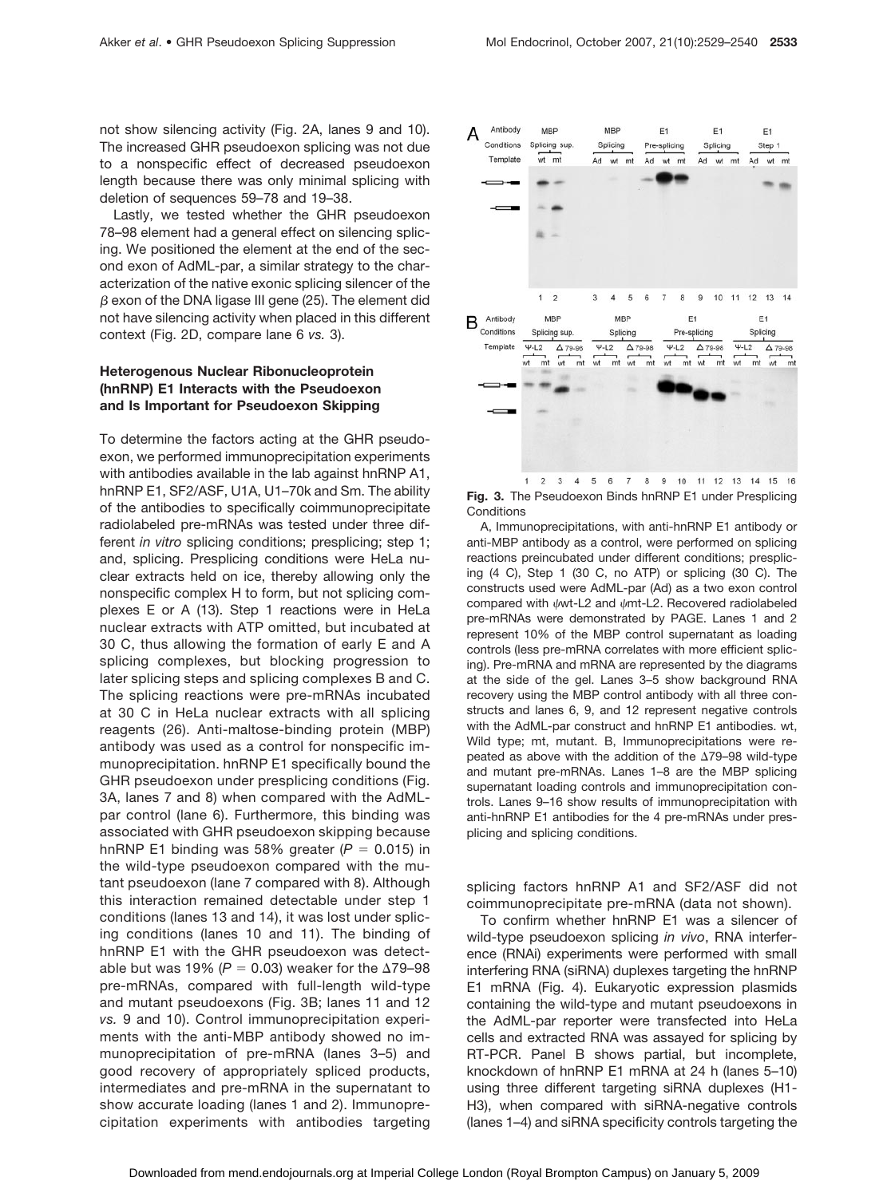not show silencing activity (Fig. 2A, lanes 9 and 10). The increased GHR pseudoexon splicing was not due to a nonspecific effect of decreased pseudoexon length because there was only minimal splicing with deletion of sequences 59–78 and 19–38.

Lastly, we tested whether the GHR pseudoexon 78–98 element had a general effect on silencing splicing. We positioned the element at the end of the second exon of AdML-par, a similar strategy to the characterization of the native exonic splicing silencer of the $\beta$ exon of the DNA ligase III gene (25). The element did not have silencing activity when placed in this different context (Fig. 2D, compare lane 6 *vs.* 3).

### Heterogenous Nuclear Ribonucleoprotein (hnRNP) E1 Interacts with the Pseudoexon and Is Important for Pseudoexon Skipping

To determine the factors acting at the GHR pseudoexon, we performed immunoprecipitation experiments with antibodies available in the lab against hnRNP A1, hnRNP E1, SF2/ASF, U1A, U1–70k and Sm. The ability of the antibodies to specifically coimmunoprecipitate radiolabeled pre-mRNAs was tested under three different *in vitro* splicing conditions; presplicing; step 1; and, splicing. Presplicing conditions were HeLa nuclear extracts held on ice, thereby allowing only the nonspecific complex H to form, but not splicing complexes E or A (13). Step 1 reactions were in HeLa nuclear extracts with ATP omitted, but incubated at 30 C, thus allowing the formation of early E and A splicing complexes, but blocking progression to later splicing steps and splicing complexes B and C. The splicing reactions were pre-mRNAs incubated at 30 C in HeLa nuclear extracts with all splicing reagents (26). Anti-maltose-binding protein (MBP) antibody was used as a control for nonspecific immunoprecipitation. hnRNP E1 specifically bound the GHR pseudoexon under presplicing conditions (Fig. 3A, lanes 7 and 8) when compared with the AdML-par control (lane 6). Furthermore, this binding was associated with GHR pseudoexon skipping because hnRNP E1 binding was 58% greater ($P = 0.015$) in the wild-type pseudoexon compared with the mutant pseudoexon (lane 7 compared with 8). Although this interaction remained detectable under step 1 conditions (lanes 13 and 14), it was lost under splicing conditions (lanes 10 and 11). The binding of hnRNP E1 with the GHR pseudoexon was detectable but was 19% ($P = 0.03$) weaker for the Δ79–98 pre-mRNAs, compared with full-length wild-type and mutant pseudoexons (Fig. 3B; lanes 11 and 12 *vs.* 9 and 10). Control immunoprecipitation experiments with the anti-MBP antibody showed no immunoprecipitation of pre-mRNA (lanes 3–5) and good recovery of appropriately spliced products, intermediates and pre-mRNA in the supernatant to show accurate loading (lanes 1 and 2). Immunoprecipitation experiments with antibodies targeting splicing factors hnRNP A1 and SF2/ASF did not coimmunoprecipitate pre-mRNA (data not shown).

**Fig. 3.** The Pseudoexon Binds hnRNP E1 under Presplicing Conditions

A, Immunoprecipitations, with anti-hnRNP E1 antibody or anti-MBP antibody as a control, were performed on splicing reactions preincubated under different conditions; presplicing (4 C), Step 1 (30 C, no ATP) or splicing (30 C). The constructs used were AdML-par (Ad) as a two exon control compared with ψwt-L2 and ψmt-L2. Recovered radiolabeled pre-mRNAs were demonstrated by PAGE. Lanes 1 and 2 represent 10% of the MBP control supernatant as loading controls (less pre-mRNA correlates with more efficient splicing). Pre-mRNA and mRNA are represented by the diagrams at the side of the gel. Lanes 3–5 show background RNA recovery using the MBP control antibody with all three constructs and lanes 6, 9, and 12 represent negative controls with the AdML-par construct and hnRNP E1 antibodies. wt, Wild type; mt, mutant. B, Immunoprecipitations were repeated as above with the addition of the Δ79–98 wild-type and mutant pre-mRNAs. Lanes 1–8 are the MBP splicing supernatant loading controls and immunoprecipitation controls. Lanes 9–16 show results of immunoprecipitation with anti-hnRNP E1 antibodies for the 4 pre-mRNAs under presplicing and splicing conditions.

To confirm whether hnRNP E1 was a silencer of wild-type pseudoexon splicing *in vivo*, RNA interference (RNAi) experiments were performed with small interfering RNA (siRNA) duplexes targeting the hnRNP E1 mRNA (Fig. 4). Eukaryotic expression plasmids containing the wild-type and mutant pseudoexons in the AdML-par reporter were transfected into HeLa cells and extracted RNA was assayed for splicing by RT-PCR. Panel B shows partial, but incomplete, knockdown of hnRNP E1 mRNA at 24 h (lanes 5–10) using three different targeting siRNA duplexes (H1-H3), when compared with siRNA-negative controls (lanes 1–4) and siRNA specificity controls targeting the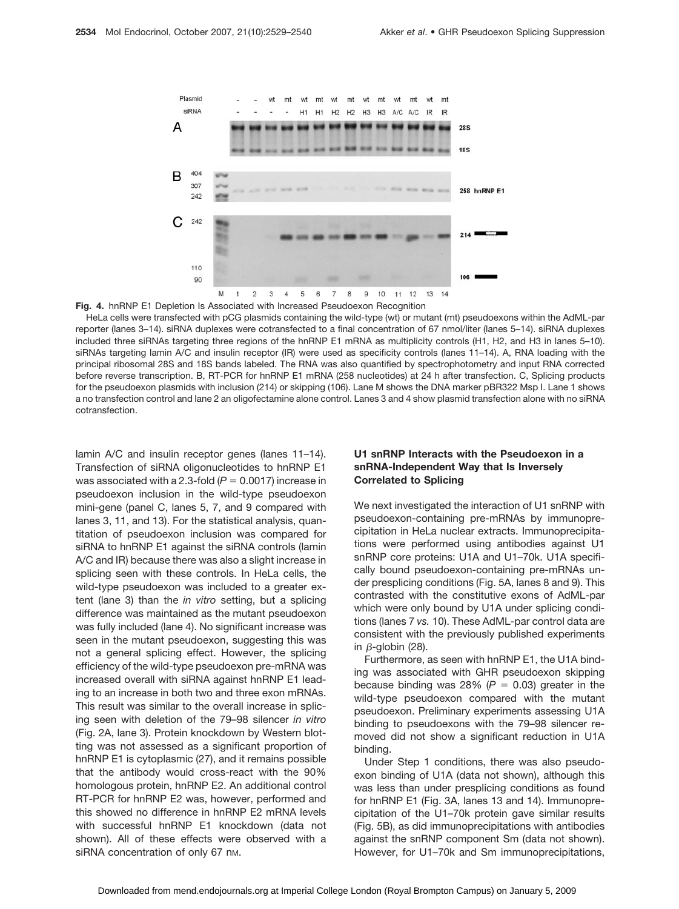**Fig. 4.** hnRNP E1 Depletion Is Associated with Increased Pseudoexon Recognition

HeLa cells were transfected with pCG plasmids containing the wild-type (wt) or mutant (mt) pseudoexons within the AdML-par reporter (lanes 3–14). siRNA duplexes were cotransfected to a final concentration of 67 nmol/liter (lanes 5–14). siRNA duplexes included three siRNAs targeting three regions of the hnRNP E1 mRNA as multiplicity controls (H1, H2, and H3 in lanes 5–10). siRNAs targeting lamin A/C and insulin receptor (IR) were used as specificity controls (lanes 11–14). A, RNA loading with the principal ribosomal 28S and 18S bands labeled. The RNA was also quantified by spectrophotometry and input RNA corrected before reverse transcription. B, RT-PCR for hnRNP E1 mRNA (258 nucleotides) at 24 h after transfection. C, Splicing products for the pseudoexon plasmids with inclusion (214) or skipping (106). Lane M shows the DNA marker pBR322 Msp I. Lane 1 shows a no transfection control and lane 2 an oligofectamine alone control. Lanes 3 and 4 show plasmid transfection alone with no siRNA cotransfection.

lamin A/C and insulin receptor genes (lanes 11–14). Transfection of siRNA oligonucleotides to hnRNP E1 was associated with a 2.3-fold ($P = 0.0017$) increase in pseudoexon inclusion in the wild-type pseudoexon mini-gene (panel C, lanes 5, 7, and 9 compared with lanes 3, 11, and 13). For the statistical analysis, quantitation of pseudoexon inclusion was compared for siRNA to hnRNP E1 against the siRNA controls (lamin A/C and IR) because there was also a slight increase in splicing seen with these controls. In HeLa cells, the wild-type pseudoexon was included to a greater extent (lane 3) than the *in vitro* setting, but a splicing difference was maintained as the mutant pseudoexon was fully included (lane 4). No significant increase was seen in the mutant pseudoexon, suggesting this was not a general splicing effect. However, the splicing efficiency of the wild-type pseudoexon pre-mRNA was increased overall with siRNA against hnRNP E1 leading to an increase in both two and three exon mRNAs. This result was similar to the overall increase in splicing seen with deletion of the 79–98 silencer *in vitro* (Fig. 2A, lane 3). Protein knockdown by Western blotting was not assessed as a significant proportion of hnRNP E1 is cytoplasmic (27), and it remains possible that the antibody would cross-react with the 90% homologous protein, hnRNP E2. An additional control RT-PCR for hnRNP E2 was, however, performed and this showed no difference in hnRNP E2 mRNA levels with successful hnRNP E1 knockdown (data not shown). All of these effects were observed with a siRNA concentration of only 67 nM.

### U1 snRNP Interacts with the Pseudoexon in a snRNA-Independent Way that Is Inversely Correlated to Splicing

We next investigated the interaction of U1 snRNP with pseudoexon-containing pre-mRNAs by immunoprecipitation in HeLa nuclear extracts. Immunoprecipitations were performed using antibodies against U1 snRNP core proteins: U1A and U1–70k. U1A specifically bound pseudoexon-containing pre-mRNAs under presplicing conditions (Fig. 5A, lanes 8 and 9). This contrasted with the constitutive exons of AdML-par which were only bound by U1A under splicing conditions (lanes 7 *vs.* 10). These AdML-par control data are consistent with the previously published experiments in $\beta$-globin (28).

Furthermore, as seen with hnRNP E1, the U1A binding was associated with GHR pseudoexon skipping because binding was 28% ($P = 0.03$) greater in the wild-type pseudoexon compared with the mutant pseudoexon. Preliminary experiments assessing U1A binding to pseudoexons with the 79–98 silencer removed did not show a significant reduction in U1A binding.

Under Step 1 conditions, there was also pseudoexon binding of U1A (data not shown), although this was less than under presplicing conditions as found for hnRNP E1 (Fig. 3A, lanes 13 and 14). Immunoprecipitation of the U1–70k protein gave similar results (Fig. 5B), as did immunoprecipitations with antibodies against the snRNP component Sm (data not shown). However, for U1–70k and Sm immunoprecipitations,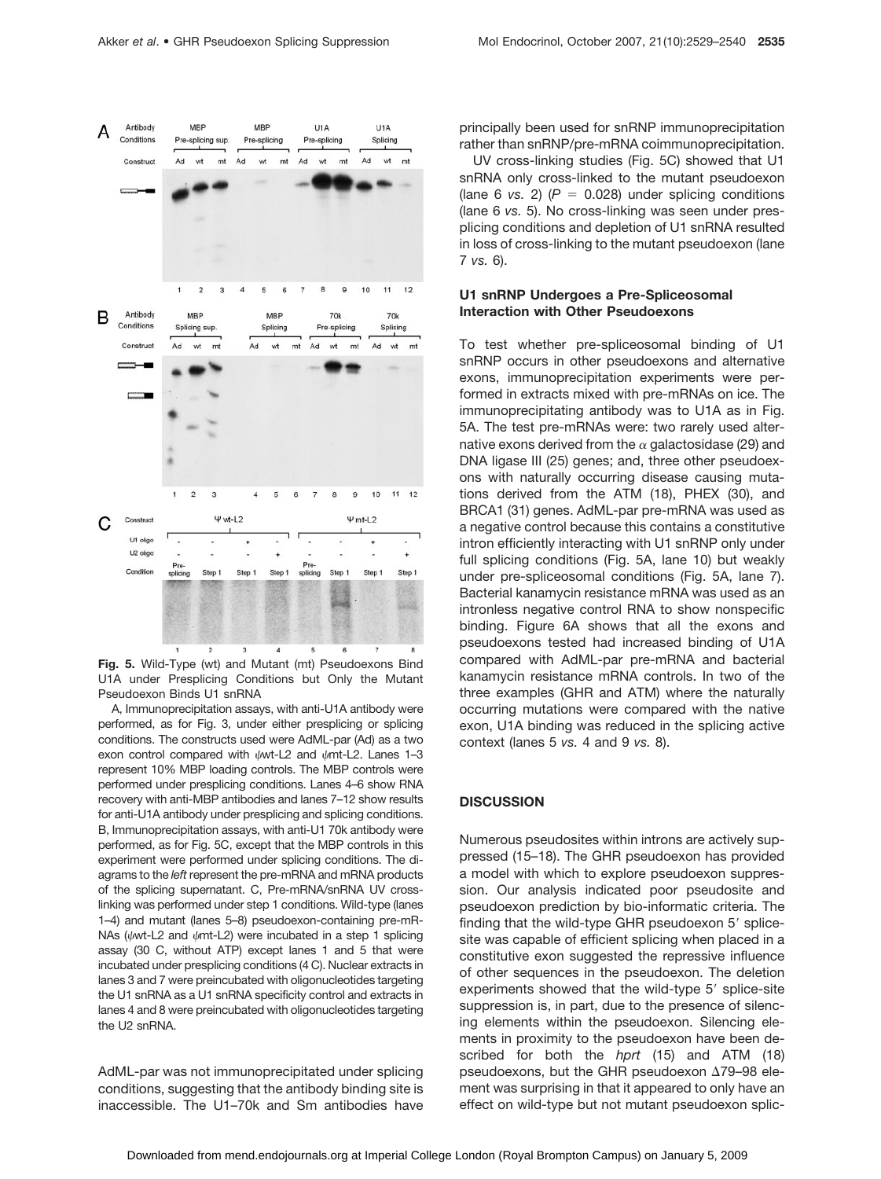**Fig. 5.** Wild-Type (wt) and Mutant (mt) Pseudoexons Bind U1A under Presplicing Conditions but Only the Mutant Pseudoexon Binds U1 snRNA

A, Immunoprecipitation assays, with anti-U1A antibody were performed, as for Fig. 3, under either presplicing or splicing conditions. The constructs used were AdML-par (Ad) as a two exon control compared with ψwt-L2 and ψmt-L2. Lanes 1–3 represent 10% MBP loading controls. The MBP controls were performed under presplicing conditions. Lanes 4–6 show RNA recovery with anti-MBP antibodies and lanes 7–12 show results for anti-U1A antibody under presplicing and splicing conditions. B, Immunoprecipitation assays, with anti-U1 70k antibody were performed, as for Fig. 5C, except that the MBP controls in this experiment were performed under splicing conditions. The diagrams to the *left* represent the pre-mRNA and mRNA products of the splicing supernatant. C, Pre-mRNA/snRNA UV cross-linking was performed under step 1 conditions. Wild-type (lanes 1–4) and mutant (lanes 5–8) pseudoexon-containing pre-mRNAs (ψwt-L2 and ψmt-L2) were incubated in a step 1 splicing assay (30 C, without ATP) except lanes 1 and 5 that were incubated under presplicing conditions (4 C). Nuclear extracts in lanes 3 and 7 were preincubated with oligonucleotides targeting the U1 snRNA as a U1 snRNA specificity control and extracts in lanes 4 and 8 were preincubated with oligonucleotides targeting the U2 snRNA.

AdML-par was not immunoprecipitated under splicing conditions, suggesting that the antibody binding site is inaccessible. The U1–70k and Sm antibodies have principally been used for snRNP immunoprecipitation rather than snRNP/pre-mRNA coimmunoprecipitation.

UV cross-linking studies (Fig. 5C) showed that U1 snRNA only cross-linked to the mutant pseudoexon (lane 6 *vs.* 2) ($P = 0.028$) under splicing conditions (lane 6 *vs.* 5). No cross-linking was seen under presplicing conditions and depletion of U1 snRNA resulted in loss of cross-linking to the mutant pseudoexon (lane 7 *vs.* 6).

### U1 snRNP Undergoes a Pre-Spliceosomal Interaction with Other Pseudoexons

To test whether pre-spliceosomal binding of U1 snRNP occurs in other pseudoexons and alternative exons, immunoprecipitation experiments were performed in extracts mixed with pre-mRNAs on ice. The immunoprecipitating antibody was to U1A as in Fig. 5A. The test pre-mRNAs were: two rarely used alternative exons derived from the $\alpha$ galactosidase (29) and DNA ligase III (25) genes; and, three other pseudoexons with naturally occurring disease causing mutations derived from the ATM (18), PHEX (30), and BRCA1 (31) genes. AdML-par pre-mRNA was used as a negative control because this contains a constitutive intron efficiently interacting with U1 snRNP only under full splicing conditions (Fig. 5A, lane 10) but weakly under pre-spliceosomal conditions (Fig. 5A, lane 7). Bacterial kanamycin resistance mRNA was used as an intronless negative control RNA to show nonspecific binding. Figure 6A shows that all the exons and pseudoexons tested had increased binding of U1A compared with AdML-par pre-mRNA and bacterial kanamycin resistance mRNA controls. In two of the three examples (GHR and ATM) where the naturally occurring mutations were compared with the native exon, U1A binding was reduced in the splicing active context (lanes 5 *vs.* 4 and 9 *vs.* 8).

## DISCUSSION

Numerous pseudosites within introns are actively suppressed (15–18). The GHR pseudoexon has provided a model with which to explore pseudoexon suppression. Our analysis indicated poor pseudosite and pseudoexon prediction by bio-informatic criteria. The finding that the wild-type GHR pseudoexon 5′ splice-site was capable of efficient splicing when placed in a constitutive exon suggested the repressive influence of other sequences in the pseudoexon. The deletion experiments showed that the wild-type 5′ splice-site suppression is, in part, due to the presence of silencing elements within the pseudoexon. Silencing elements in proximity to the pseudoexon have been described for both the *hprt* (15) and ATM (18) pseudoexons, but the GHR pseudoexon Δ79–98 element was surprising in that it appeared to only have an effect on wild-type but not mutant pseudoexon splic-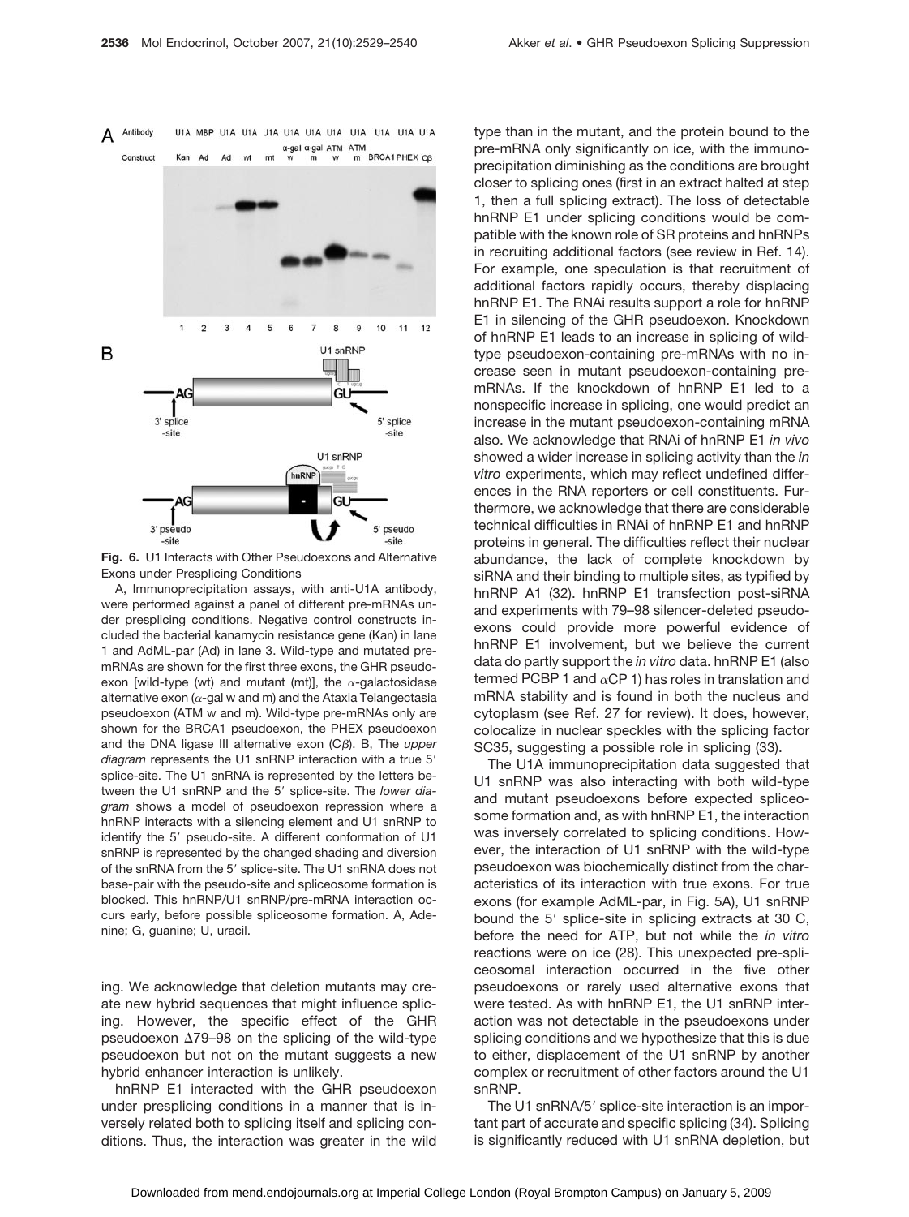**Fig. 6.** U1 Interacts with Other Pseudoexons and Alternative Exons under Presplicing Conditions

A, Immunoprecipitation assays, with anti-U1A antibody, were performed against a panel of different pre-mRNAs under presplicing conditions. Negative control constructs included the bacterial kanamycin resistance gene (Kan) in lane 1 and AdML-par (Ad) in lane 3. Wild-type and mutated pre-mRNAs are shown for the first three exons, the GHR pseudoexon [wild-type (wt) and mutant (mt)], the α-galactosidase alternative exon (α-gal w and m) and the Ataxia Telangectasia pseudoexon (ATM w and m). Wild-type pre-mRNAs only are shown for the BRCA1 pseudoexon, the PHEX pseudoexon and the DNA ligase III alternative exon (Cβ). B, The *upper diagram* represents the U1 snRNP interaction with a true 5′ splice-site. The U1 snRNA is represented by the letters between the U1 snRNP and the 5′ splice-site. The *lower diagram* shows a model of pseudoexon repression where a hnRNP interacts with a silencing element and U1 snRNP to identify the 5′ pseudo-site. A different conformation of U1 snRNP is represented by the changed shading and diversion of the snRNA from the 5′ splice-site. The U1 snRNA does not base-pair with the pseudo-site and spliceosome formation is blocked. This hnRNP/U1 snRNP/pre-mRNA interaction occurs early, before possible spliceosome formation. A, Adenine; G, guanine; U, uracil.

ing. We acknowledge that deletion mutants may create new hybrid sequences that might influence splicing. However, the specific effect of the GHR pseudoexon Δ79–98 on the splicing of the wild-type pseudoexon but not on the mutant suggests a new hybrid enhancer interaction is unlikely.

hnRNP E1 interacted with the GHR pseudoexon under presplicing conditions in a manner that is inversely related both to splicing itself and splicing conditions. Thus, the interaction was greater in the wild type than in the mutant, and the protein bound to the pre-mRNA only significantly on ice, with the immunoprecipitation diminishing as the conditions are brought closer to splicing ones (first in an extract halted at step 1, then a full splicing extract). The loss of detectable hnRNP E1 under splicing conditions would be compatible with the known role of SR proteins and hnRNPs in recruiting additional factors (see review in Ref. 14). For example, one speculation is that recruitment of additional factors rapidly occurs, thereby displacing hnRNP E1. The RNAi results support a role for hnRNP E1 in silencing of the GHR pseudoexon. Knockdown of hnRNP E1 leads to an increase in splicing of wild-type pseudoexon-containing pre-mRNAs with no increase seen in mutant pseudoexon-containing pre-mRNAs. If the knockdown of hnRNP E1 led to a nonspecific increase in splicing, one would predict an increase in the mutant pseudoexon-containing mRNA also. We acknowledge that RNAi of hnRNP E1 *in vivo* showed a wider increase in splicing activity than the *in vitro* experiments, which may reflect undefined differences in the RNA reporters or cell constituents. Furthermore, we acknowledge that there are considerable technical difficulties in RNAi of hnRNP E1 and hnRNP proteins in general. The difficulties reflect their nuclear abundance, the lack of complete knockdown by siRNA and their binding to multiple sites, as typified by hnRNP A1 (32). hnRNP E1 transfection post-siRNA and experiments with 79–98 silencer-deleted pseudoexons could provide more powerful evidence of hnRNP E1 involvement, but we believe the current data do partly support the *in vitro* data. hnRNP E1 (also termed PCBP 1 and αCP 1) has roles in translation and mRNA stability and is found in both the nucleus and cytoplasm (see Ref. 27 for review). It does, however, colocalize in nuclear speckles with the splicing factor SC35, suggesting a possible role in splicing (33).

The U1A immunoprecipitation data suggested that U1 snRNP was also interacting with both wild-type and mutant pseudoexons before expected spliceosome formation and, as with hnRNP E1, the interaction was inversely correlated to splicing conditions. However, the interaction of U1 snRNP with the wild-type pseudoexon was biochemically distinct from the characteristics of its interaction with true exons. For true exons (for example AdML-par, in Fig. 5A), U1 snRNP bound the 5′ splice-site in splicing extracts at 30 C, before the need for ATP, but not while the *in vitro* reactions were on ice (28). This unexpected pre-spliceosomal interaction occurred in the five other pseudoexons or rarely used alternative exons that were tested. As with hnRNP E1, the U1 snRNP interaction was not detectable in the pseudoexons under splicing conditions and we hypothesize that this is due to either, displacement of the U1 snRNP by another complex or recruitment of other factors around the U1 snRNP.

The U1 snRNA/5′ splice-site interaction is an important part of accurate and specific splicing (34). Splicing is significantly reduced with U1 snRNA depletion, but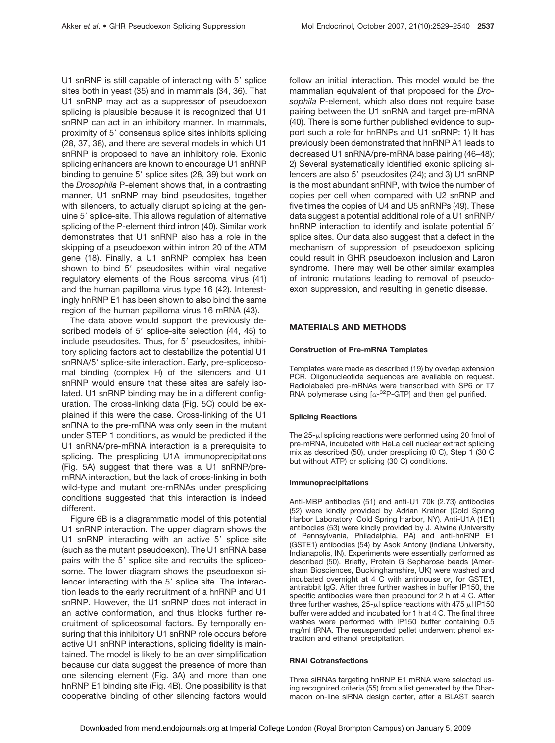U1 snRNP is still capable of interacting with 5′ splice sites both in yeast (35) and in mammals (34, 36). That U1 snRNP may act as a suppressor of pseudoexon splicing is plausible because it is recognized that U1 snRNP can act in an inhibitory manner. In mammals, proximity of 5′ consensus splice sites inhibits splicing (28, 37, 38), and there are several models in which U1 snRNP is proposed to have an inhibitory role. Exonic splicing enhancers are known to encourage U1 snRNP binding to genuine 5′ splice sites (28, 39) but work on the *Drosophila* P-element shows that, in a contrasting manner, U1 snRNP may bind pseudosites, together with silencers, to actually disrupt splicing at the genuine 5′ splice-site. This allows regulation of alternative splicing of the P-element third intron (40). Similar work demonstrates that U1 snRNP also has a role in the skipping of a pseudoexon within intron 20 of the ATM gene (18). Finally, a U1 snRNP complex has been shown to bind 5′ pseudosites within viral negative regulatory elements of the Rous sarcoma virus (41) and the human papilloma virus type 16 (42). Interestingly hnRNP E1 has been shown to also bind the same region of the human papilloma virus 16 mRNA (43).

The data above would support the previously described models of 5′ splice-site selection (44, 45) to include pseudosites. Thus, for 5′ pseudosites, inhibitory splicing factors act to destabilize the potential U1 snRNA/5′ splice-site interaction. Early, pre-spliceosomal binding (complex H) of the silencers and U1 snRNP would ensure that these sites are safely isolated. U1 snRNP binding may be in a different configuration. The cross-linking data (Fig. 5C) could be explained if this were the case. Cross-linking of the U1 snRNA to the pre-mRNA was only seen in the mutant under STEP 1 conditions, as would be predicted if the U1 snRNA/pre-mRNA interaction is a prerequisite to splicing. The presplicing U1A immunoprecipitations (Fig. 5A) suggest that there was a U1 snRNP/pre-mRNA interaction, but the lack of cross-linking in both wild-type and mutant pre-mRNAs under presplicing conditions suggested that this interaction is indeed different.

Figure 6B is a diagrammatic model of this potential U1 snRNP interaction. The upper diagram shows the U1 snRNP interacting with an active 5′ splice site (such as the mutant pseudoexon). The U1 snRNA base pairs with the 5′ splice site and recruits the spliceosome. The lower diagram shows the pseudoexon silencer interacting with the 5′ splice site. The interaction leads to the early recruitment of a hnRNP and U1 snRNP. However, the U1 snRNP does not interact in an active conformation, and thus blocks further recruitment of spliceosomal factors. By temporally ensuring that this inhibitory U1 snRNP role occurs before active U1 snRNP interactions, splicing fidelity is maintained. The model is likely to be an over simplification because our data suggest the presence of more than one silencing element (Fig. 3A) and more than one hnRNP E1 binding site (Fig. 4B). One possibility is that cooperative binding of other silencing factors would follow an initial interaction. This model would be the mammalian equivalent of that proposed for the *Drosophila* P-element, which also does not require base pairing between the U1 snRNA and target pre-mRNA (40). There is some further published evidence to support such a role for hnRNPs and U1 snRNP: 1) It has previously been demonstrated that hnRNP A1 leads to decreased U1 snRNA/pre-mRNA base pairing (46–48); 2) Several systematically identified exonic splicing silencers are also 5′ pseudosites (24); and 3) U1 snRNP is the most abundant snRNP, with twice the number of copies per cell when compared with U2 snRNP and five times the copies of U4 and U5 snRNPs (49). These data suggest a potential additional role of a U1 snRNP/hnRNP interaction to identify and isolate potential 5′ splice sites. Our data also suggest that a defect in the mechanism of suppression of pseudoexon splicing could result in GHR pseudoexon inclusion and Laron syndrome. There may well be other similar examples of intronic mutations leading to removal of pseudoexon suppression, and resulting in genetic disease.

## MATERIALS AND METHODS

### Construction of Pre-mRNA Templates

Templates were made as described (19) by overlap extension PCR. Oligonucleotide sequences are available on request. Radiolabeled pre-mRNAs were transcribed with SP6 or T7 RNA polymerase using [$\alpha$-$^{32}$P-GTP] and then gel purified.

### Splicing Reactions

The 25-$\mu$l splicing reactions were performed using 20 fmol of pre-mRNA, incubated with HeLa cell nuclear extract splicing mix as described (50), under presplicing (0 C), Step 1 (30 C but without ATP) or splicing (30 C) conditions.

### Immunoprecipitations

Anti-MBP antibodies (51) and anti-U1 70k (2.73) antibodies (52) were kindly provided by Adrian Krainer (Cold Spring Harbor Laboratory, Cold Spring Harbor, NY). Anti-U1A (1E1) antibodies (53) were kindly provided by J. Alwine (University of Pennsylvania, Philadelphia, PA) and anti-hnRNP E1 (GSTE1) antibodies (54) by Asok Antony (Indiana University, Indianapolis, IN). Experiments were essentially performed as described (50). Briefly, Protein G Sepharose beads (Amersham Biosciences, Buckinghamshire, UK) were washed and incubated overnight at 4 C with antimouse or, for GSTE1, antirabbit IgG. After three further washes in buffer IP150, the specific antibodies were then prebound for 2 h at 4 C. After three further washes, 25-$\mu$l splice reactions with 475 $\mu$l IP150 buffer were added and incubated for 1 h at 4 C. The final three washes were performed with IP150 buffer containing 0.5 mg/ml tRNA. The resuspended pellet underwent phenol extraction and ethanol precipitation.

### RNAi Cotransfections

Three siRNAs targeting hnRNP E1 mRNA were selected using recognized criteria (55) from a list generated by the Dharmacon on-line siRNA design center, after a BLAST search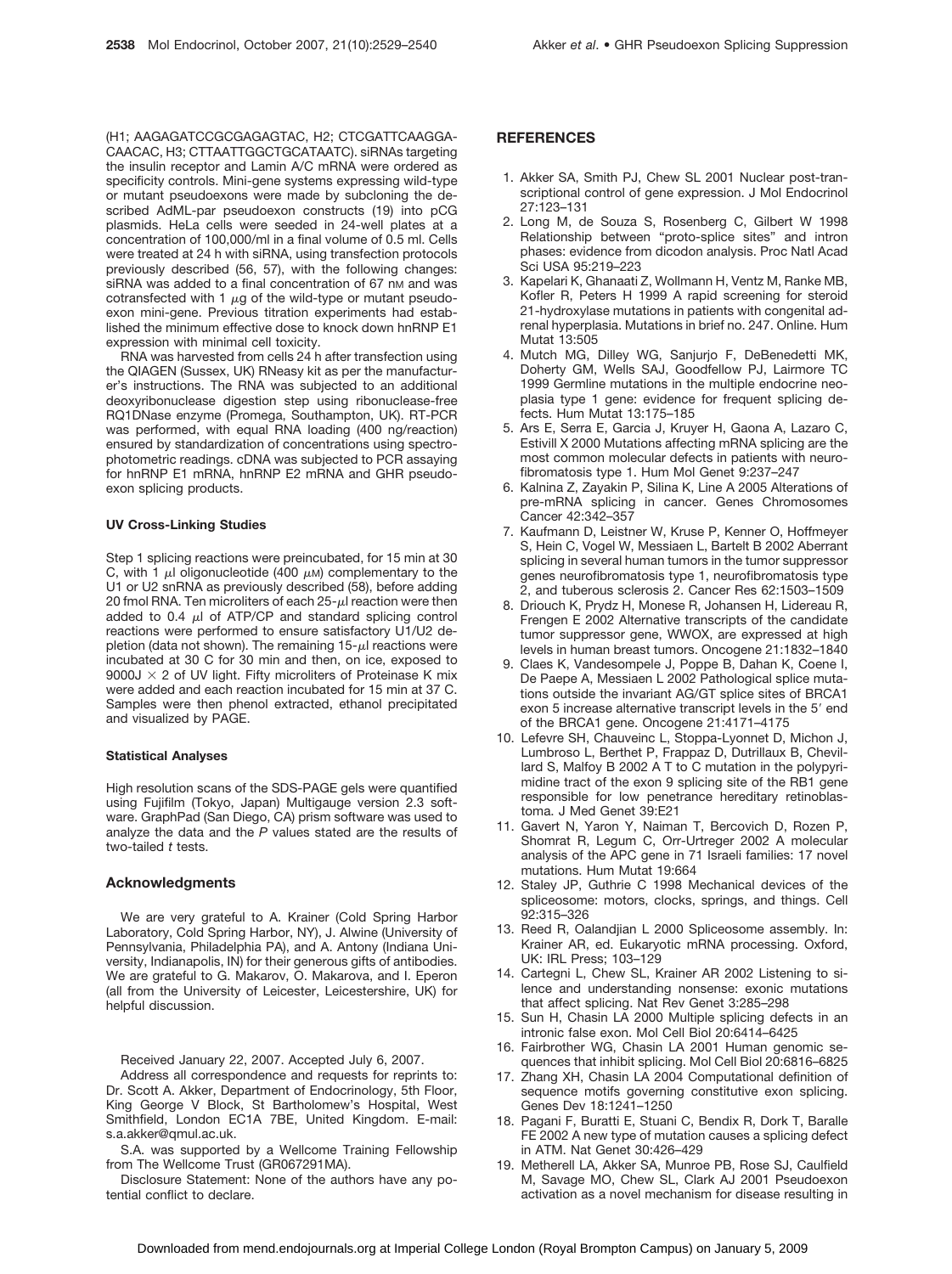(H1; AAGAGATCCGCGAGAGTAC, H2; CTCGATTCAAGGACAACAC, H3; CTTAATTGGCTGCATAATC). siRNAs targeting the insulin receptor and Lamin A/C mRNA were ordered as specificity controls. Mini-gene systems expressing wild-type or mutant pseudoexons were made by subcloning the described AdML-par pseudoexon constructs (19) into pCG plasmids. HeLa cells were seeded in 24-well plates at a concentration of 100,000/ml in a final volume of 0.5 ml. Cells were treated at 24 h with siRNA, using transfection protocols previously described (56, 57), with the following changes: siRNA was added to a final concentration of 67 nM and was cotransfected with 1 μg of the wild-type or mutant pseudoexon mini-gene. Previous titration experiments had established the minimum effective dose to knock down hnRNP E1 expression with minimal cell toxicity.

RNA was harvested from cells 24 h after transfection using the QIAGEN (Sussex, UK) RNeasy kit as per the manufacturer's instructions. The RNA was subjected to an additional deoxyribonuclease digestion step using ribonuclease-free RQ1DNase enzyme (Promega, Southampton, UK). RT-PCR was performed, with equal RNA loading (400 ng/reaction) ensured by standardization of concentrations using spectrophotometric readings. cDNA was subjected to PCR assaying for hnRNP E1 mRNA, hnRNP E2 mRNA and GHR pseudoexon splicing products.

### UV Cross-Linking Studies

Step 1 splicing reactions were preincubated, for 15 min at 30 C, with 1 μl oligonucleotide (400 μM) complementary to the U1 or U2 snRNA as previously described (58), before adding 20 fmol RNA. Ten microliters of each 25-μl reaction were then added to 0.4 μl of ATP/CP and standard splicing control reactions were performed to ensure satisfactory U1/U2 depletion (data not shown). The remaining 15-μl reactions were incubated at 30 C for 30 min and then, on ice, exposed to 9000J × 2 of UV light. Fifty microliters of Proteinase K mix were added and each reaction incubated for 15 min at 37 C. Samples were then phenol extracted, ethanol precipitated and visualized by PAGE.

### Statistical Analyses

High resolution scans of the SDS-PAGE gels were quantified using Fujifilm (Tokyo, Japan) Multigauge version 2.3 software. GraphPad (San Diego, CA) prism software was used to analyze the data and the *P* values stated are the results of two-tailed *t* tests.

## Acknowledgments

We are very grateful to A. Krainer (Cold Spring Harbor Laboratory, Cold Spring Harbor, NY), J. Alwine (University of Pennsylvania, Philadelphia PA), and A. Antony (Indiana University, Indianapolis, IN) for their generous gifts of antibodies. We are grateful to G. Makarov, O. Makarova, and I. Eperon (all from the University of Leicester, Leicestershire, UK) for helpful discussion.

Received January 22, 2007. Accepted July 6, 2007.

Address all correspondence and requests for reprints to: Dr. Scott A. Akker, Department of Endocrinology, 5th Floor, King George V Block, St Bartholomew's Hospital, West Smithfield, London EC1A 7BE, United Kingdom. E-mail: s.a.akker@qmul.ac.uk.

S.A. was supported by a Wellcome Training Fellowship from The Wellcome Trust (GR067291MA).

Disclosure Statement: None of the authors have any potential conflict to declare.

## REFERENCES

1. Akker SA, Smith PJ, Chew SL 2001 Nuclear post-transcriptional control of gene expression. J Mol Endocrinol 27:123–131
2. Long M, de Souza S, Rosenberg C, Gilbert W 1998 Relationship between "proto-splice sites" and intron phases: evidence from dicodon analysis. Proc Natl Acad Sci USA 95:219–223
3. Kapelari K, Ghanaati Z, Wollmann H, Ventz M, Ranke MB, Kofler R, Peters H 1999 A rapid screening for steroid 21-hydroxylase mutations in patients with congenital adrenal hyperplasia. Mutations in brief no. 247. Online. Hum Mutat 13:505
4. Mutch MG, Dilley WG, Sanjurjo F, DeBenedetti MK, Doherty GM, Wells SAJ, Goodfellow PJ, Lairmore TC 1999 Germline mutations in the multiple endocrine neoplasia type 1 gene: evidence for frequent splicing defects. Hum Mutat 13:175–185
5. Ars E, Serra E, Garcia J, Kruyer H, Gaona A, Lazaro C, Estivill X 2000 Mutations affecting mRNA splicing are the most common molecular defects in patients with neurofibromatosis type 1. Hum Mol Genet 9:237–247
6. Kalnina Z, Zayakin P, Silina K, Line A 2005 Alterations of pre-mRNA splicing in cancer. Genes Chromosomes Cancer 42:342–357
7. Kaufmann D, Leistner W, Kruse P, Kenner O, Hoffmeyer S, Hein C, Vogel W, Messiaen L, Bartelt B 2002 Aberrant splicing in several human tumors in the tumor suppressor genes neurofibromatosis type 1, neurofibromatosis type 2, and tuberous sclerosis 2. Cancer Res 62:1503–1509
8. Driouch K, Prydz H, Monese R, Johansen H, Lidereau R, Frengen E 2002 Alternative transcripts of the candidate tumor suppressor gene, WWOX, are expressed at high levels in human breast tumors. Oncogene 21:1832–1840
9. Claes K, Vandesompele J, Poppe B, Dahan K, Coene I, De Paepe A, Messiaen L 2002 Pathological splice mutations outside the invariant AG/GT splice sites of BRCA1 exon 5 increase alternative transcript levels in the 5′ end of the BRCA1 gene. Oncogene 21:4171–4175
10. Lefevre SH, Chauveinc L, Stoppa-Lyonnet D, Michon J, Lumbroso L, Berthet P, Frappaz D, Dutrillaux B, Chevillard S, Malfoy B 2002 A T to C mutation in the polypyrimidine tract of the exon 9 splicing site of the RB1 gene responsible for low penetrance hereditary retinoblastoma. J Med Genet 39:E21
11. Gavert N, Yaron Y, Naiman T, Bercovich D, Rozen P, Shomrat R, Legum C, Orr-Urtreger 2002 A molecular analysis of the APC gene in 71 Israeli families: 17 novel mutations. Hum Mutat 19:664
12. Staley JP, Guthrie C 1998 Mechanical devices of the spliceosome: motors, clocks, springs, and things. Cell 92:315–326
13. Reed R, Oalandjian L 2000 Spliceosome assembly. In: Krainer AR, ed. Eukaryotic mRNA processing. Oxford, UK: IRL Press; 103–129
14. Cartegni L, Chew SL, Krainer AR 2002 Listening to silence and understanding nonsense: exonic mutations that affect splicing. Nat Rev Genet 3:285–298
15. Sun H, Chasin LA 2000 Multiple splicing defects in an intronic false exon. Mol Cell Biol 20:6414–6425
16. Fairbrother WG, Chasin LA 2001 Human genomic sequences that inhibit splicing. Mol Cell Biol 20:6816–6825
17. Zhang XH, Chasin LA 2004 Computational definition of sequence motifs governing constitutive exon splicing. Genes Dev 18:1241–1250
18. Pagani F, Buratti E, Stuani C, Bendix R, Dork T, Baralle FE 2002 A new type of mutation causes a splicing defect in ATM. Nat Genet 30:426–429
19. Metherell LA, Akker SA, Munroe PB, Rose SJ, Caulfield M, Savage MO, Chew SL, Clark AJ 2001 Pseudoexon activation as a novel mechanism for disease resulting in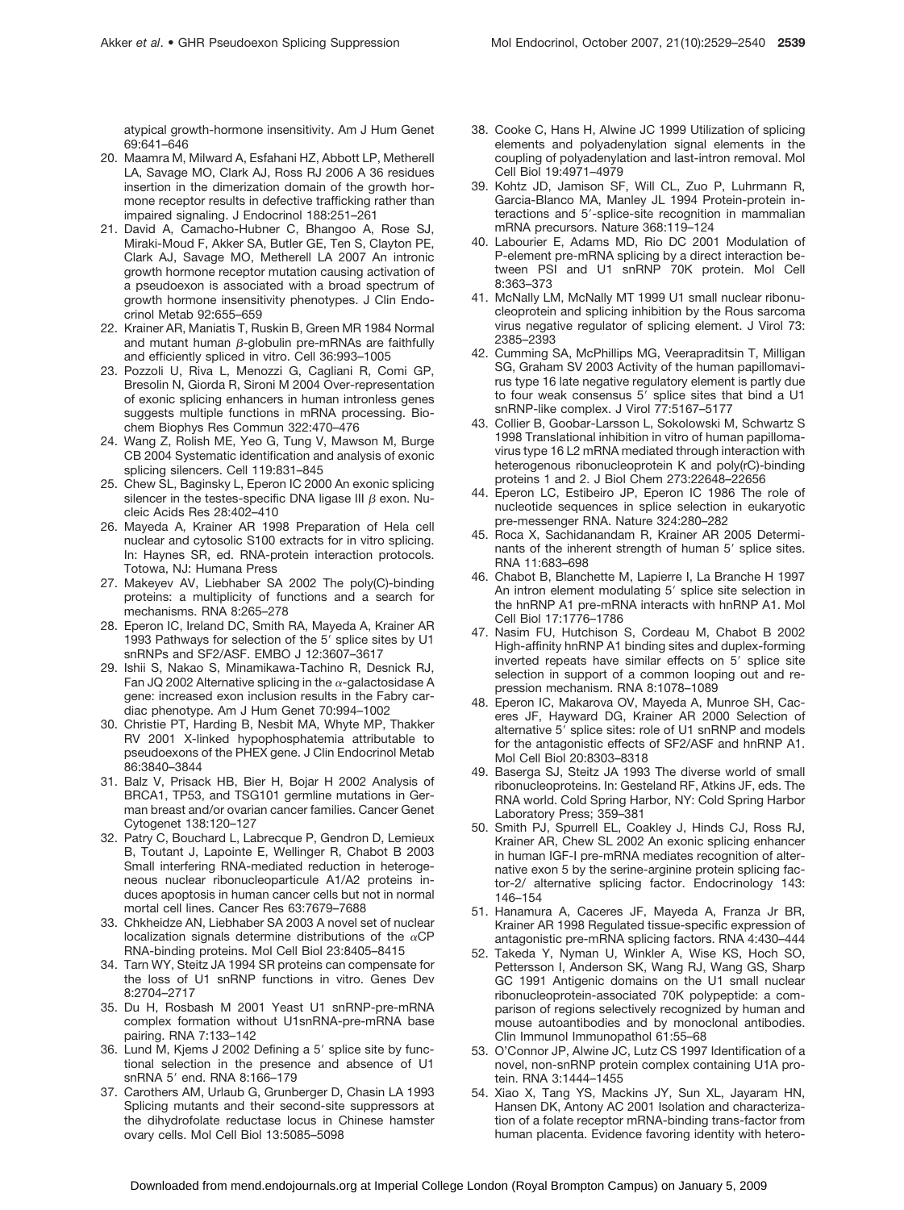atypical growth-hormone insensitivity. Am J Hum Genet 69:641–646

20. Maamra M, Milward A, Esfahani HZ, Abbott LP, Metherell LA, Savage MO, Clark AJ, Ross RJ 2006 A 36 residues insertion in the dimerization domain of the growth hormone receptor results in defective trafficking rather than impaired signaling. J Endocrinol 188:251–261
21. David A, Camacho-Hubner C, Bhangoo A, Rose SJ, Miraki-Moud F, Akker SA, Butler GE, Ten S, Clayton PE, Clark AJ, Savage MO, Metherell LA 2007 An intronic growth hormone receptor mutation causing activation of a pseudoexon is associated with a broad spectrum of growth hormone insensitivity phenotypes. J Clin Endocrinol Metab 92:655–659
22. Krainer AR, Maniatis T, Ruskin B, Green MR 1984 Normal and mutant human β-globulin pre-mRNAs are faithfully and efficiently spliced in vitro. Cell 36:993–1005
23. Pozzoli U, Riva L, Menozzi G, Cagliani R, Comi GP, Bresolin N, Giorda R, Sironi M 2004 Over-representation of exonic splicing enhancers in human intronless genes suggests multiple functions in mRNA processing. Biochem Biophys Res Commun 322:470–476
24. Wang Z, Rolish ME, Yeo G, Tung V, Mawson M, Burge CB 2004 Systematic identification and analysis of exonic splicing silencers. Cell 119:831–845
25. Chew SL, Baginsky L, Eperon IC 2000 An exonic splicing silencer in the testes-specific DNA ligase III β exon. Nucleic Acids Res 28:402–410
26. Mayeda A, Krainer AR 1998 Preparation of Hela cell nuclear and cytosolic S100 extracts for in vitro splicing. In: Haynes SR, ed. RNA-protein interaction protocols. Totowa, NJ: Humana Press
27. Makeyev AV, Liebhaber SA 2002 The poly(C)-binding proteins: a multiplicity of functions and a search for mechanisms. RNA 8:265–278
28. Eperon IC, Ireland DC, Smith RA, Mayeda A, Krainer AR 1993 Pathways for selection of the 5′ splice sites by U1 snRNPs and SF2/ASF. EMBO J 12:3607–3617
29. Ishii S, Nakao S, Minamikawa-Tachino R, Desnick RJ, Fan JQ 2002 Alternative splicing in the α-galactosidase A gene: increased exon inclusion results in the Fabry cardiac phenotype. Am J Hum Genet 70:994–1002
30. Christie PT, Harding B, Nesbit MA, Whyte MP, Thakker RV 2001 X-linked hypophosphatemia attributable to pseudoexons of the PHEX gene. J Clin Endocrinol Metab 86:3840–3844
31. Balz V, Prisack HB, Bier H, Bojar H 2002 Analysis of BRCA1, TP53, and TSG101 germline mutations in German breast and/or ovarian cancer families. Cancer Genet Cytogenet 138:120–127
32. Patry C, Bouchard L, Labrecque P, Gendron D, Lemieux B, Toutant J, Lapointe E, Wellinger R, Chabot B 2003 Small interfering RNA-mediated reduction in heterogeneous nuclear ribonucleoparticule A1/A2 proteins induces apoptosis in human cancer cells but not in normal mortal cell lines. Cancer Res 63:7679–7688
33. Chkheidze AN, Liebhaber SA 2003 A novel set of nuclear localization signals determine distributions of the αCP RNA-binding proteins. Mol Cell Biol 23:8405–8415
34. Tarn WY, Steitz JA 1994 SR proteins can compensate for the loss of U1 snRNP functions in vitro. Genes Dev 8:2704–2717
35. Du H, Rosbash M 2001 Yeast U1 snRNP-pre-mRNA complex formation without U1snRNA-pre-mRNA base pairing. RNA 7:133–142
36. Lund M, Kjems J 2002 Defining a 5′ splice site by functional selection in the presence and absence of U1 snRNA 5′ end. RNA 8:166–179
37. Carothers AM, Urlaub G, Grunberger D, Chasin LA 1993 Splicing mutants and their second-site suppressors at the dihydrofolate reductase locus in Chinese hamster ovary cells. Mol Cell Biol 13:5085–5098
38. Cooke C, Hans H, Alwine JC 1999 Utilization of splicing elements and polyadenylation signal elements in the coupling of polyadenylation and last-intron removal. Mol Cell Biol 19:4971–4979
39. Kohtz JD, Jamison SF, Will CL, Zuo P, Luhrmann R, Garcia-Blanco MA, Manley JL 1994 Protein-protein interactions and 5′-splice-site recognition in mammalian mRNA precursors. Nature 368:119–124
40. Labourier E, Adams MD, Rio DC 2001 Modulation of P-element pre-mRNA splicing by a direct interaction between PSI and U1 snRNP 70K protein. Mol Cell 8:363–373
41. McNally LM, McNally MT 1999 U1 small nuclear ribonucleoprotein and splicing inhibition by the Rous sarcoma virus negative regulator of splicing element. J Virol 73: 2385–2393
42. Cumming SA, McPhillips MG, Veerapraditsin T, Milligan SG, Graham SV 2003 Activity of the human papillomavirus type 16 late negative regulatory element is partly due to four weak consensus 5′ splice sites that bind a U1 snRNP-like complex. J Virol 77:5167–5177
43. Collier B, Goobar-Larsson L, Sokolowski M, Schwartz S 1998 Translational inhibition in vitro of human papillomavirus type 16 L2 mRNA mediated through interaction with heterogenous ribonucleoprotein K and poly(rC)-binding proteins 1 and 2. J Biol Chem 273:22648–22656
44. Eperon LC, Estibeiro JP, Eperon IC 1986 The role of nucleotide sequences in splice selection in eukaryotic pre-messenger RNA. Nature 324:280–282
45. Roca X, Sachidanandam R, Krainer AR 2005 Determinants of the inherent strength of human 5′ splice sites. RNA 11:683–698
46. Chabot B, Blanchette M, Lapierre I, La Branche H 1997 An intron element modulating 5′ splice site selection in the hnRNP A1 pre-mRNA interacts with hnRNP A1. Mol Cell Biol 17:1776–1786
47. Nasim FU, Hutchison S, Cordeau M, Chabot B 2002 High-affinity hnRNP A1 binding sites and duplex-forming inverted repeats have similar effects on 5′ splice site selection in support of a common looping out and repression mechanism. RNA 8:1078–1089
48. Eperon IC, Makarova OV, Mayeda A, Munroe SH, Caceres JF, Hayward DG, Krainer AR 2000 Selection of alternative 5′ splice sites: role of U1 snRNP and models for the antagonistic effects of SF2/ASF and hnRNP A1. Mol Cell Biol 20:8303–8318
49. Baserga SJ, Steitz JA 1993 The diverse world of small ribonucleoproteins. In: Gesteland RF, Atkins JF, eds. The RNA world. Cold Spring Harbor, NY: Cold Spring Harbor Laboratory Press; 359–381
50. Smith PJ, Spurrell EL, Coakley J, Hinds CJ, Ross RJ, Krainer AR, Chew SL 2002 An exonic splicing enhancer in human IGF-I pre-mRNA mediates recognition of alternative exon 5 by the serine-arginine protein splicing factor-2/ alternative splicing factor. Endocrinology 143: 146–154
51. Hanamura A, Caceres JF, Mayeda A, Franza Jr BR, Krainer AR 1998 Regulated tissue-specific expression of antagonistic pre-mRNA splicing factors. RNA 4:430–444
52. Takeda Y, Nyman U, Winkler A, Wise KS, Hoch SO, Pettersson I, Anderson SK, Wang RJ, Wang GS, Sharp GC 1991 Antigenic domains on the U1 small nuclear ribonucleoprotein-associated 70K polypeptide: a comparison of regions selectively recognized by human and mouse autoantibodies and by monoclonal antibodies. Clin Immunol Immunopathol 61:55–68
53. O'Connor JP, Alwine JC, Lutz CS 1997 Identification of a novel, non-snRNP protein complex containing U1A protein. RNA 3:1444–1455
54. Xiao X, Tang YS, Mackins JY, Sun XL, Jayaram HN, Hansen DK, Antony AC 2001 Isolation and characterization of a folate receptor mRNA-binding trans-factor from human placenta. Evidence favoring identity with hetero-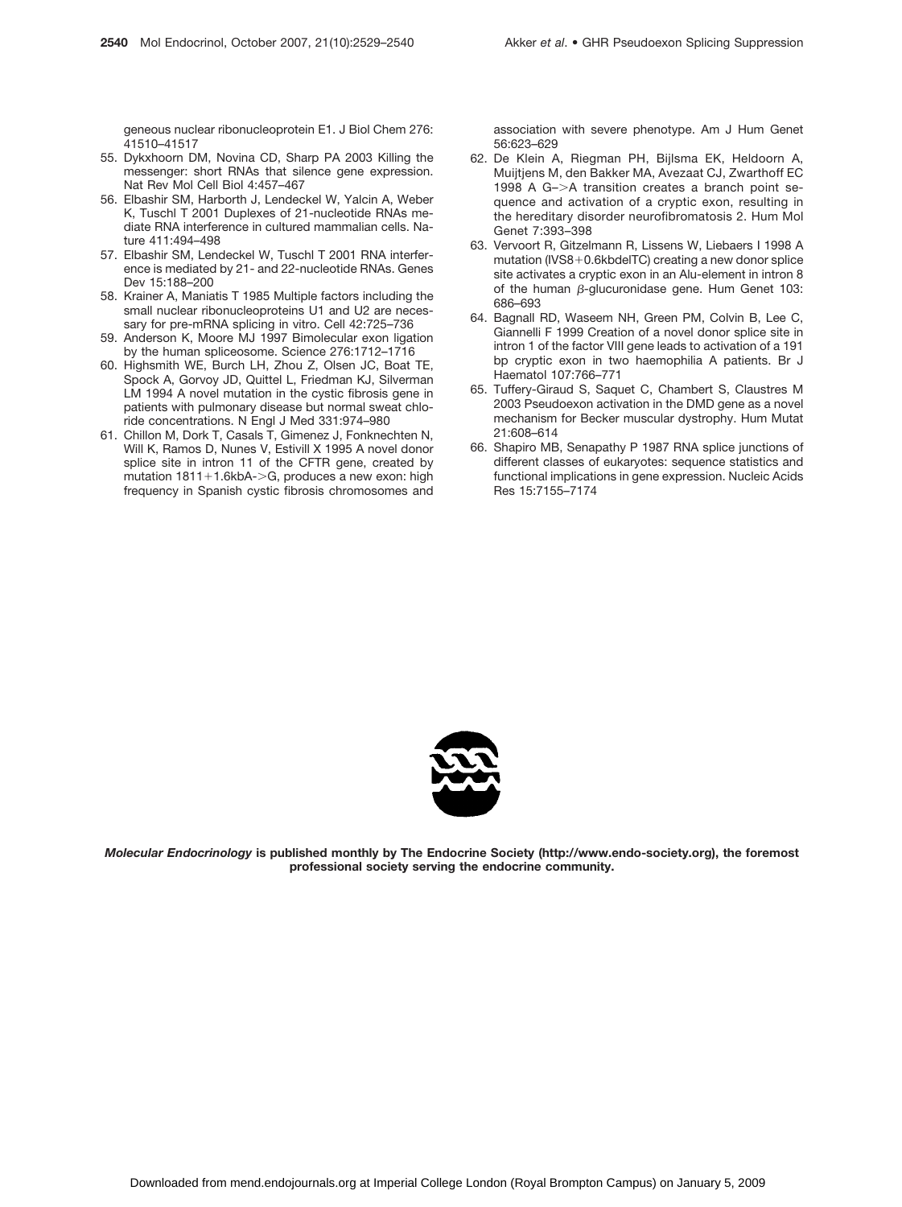geneous nuclear ribonucleoprotein E1. J Biol Chem 276: 41510–41517

55. Dykxhoorn DM, Novina CD, Sharp PA 2003 Killing the messenger: short RNAs that silence gene expression. Nat Rev Mol Cell Biol 4:457–467
56. Elbashir SM, Harborth J, Lendeckel W, Yalcin A, Weber K, Tuschl T 2001 Duplexes of 21-nucleotide RNAs mediate RNA interference in cultured mammalian cells. Nature 411:494–498
57. Elbashir SM, Lendeckel W, Tuschl T 2001 RNA interference is mediated by 21- and 22-nucleotide RNAs. Genes Dev 15:188–200
58. Krainer A, Maniatis T 1985 Multiple factors including the small nuclear ribonucleoproteins U1 and U2 are necessary for pre-mRNA splicing in vitro. Cell 42:725–736
59. Anderson K, Moore MJ 1997 Bimolecular exon ligation by the human spliceosome. Science 276:1712–1716
60. Highsmith WE, Burch LH, Zhou Z, Olsen JC, Boat TE, Spock A, Gorvoy JD, Quittel L, Friedman KJ, Silverman LM 1994 A novel mutation in the cystic fibrosis gene in patients with pulmonary disease but normal sweat chloride concentrations. N Engl J Med 331:974–980
61. Chillon M, Dork T, Casals T, Gimenez J, Fonknechten N, Will K, Ramos D, Nunes V, Estivill X 1995 A novel donor splice site in intron 11 of the CFTR gene, created by mutation 1811+1.6kbA->G, produces a new exon: high frequency in Spanish cystic fibrosis chromosomes and association with severe phenotype. Am J Hum Genet 56:623–629
62. De Klein A, Riegman PH, Bijlsma EK, Heldoorn A, Muijtjens M, den Bakker MA, Avezaat CJ, Zwarthoff EC 1998 A G–>A transition creates a branch point sequence and activation of a cryptic exon, resulting in the hereditary disorder neurofibromatosis 2. Hum Mol Genet 7:393–398
63. Vervoort R, Gitzelmann R, Lissens W, Liebaers I 1998 A mutation (IVS8+0.6kbdelTC) creating a new donor splice site activates a cryptic exon in an Alu-element in intron 8 of the human β-glucuronidase gene. Hum Genet 103: 686–693
64. Bagnall RD, Waseem NH, Green PM, Colvin B, Lee C, Giannelli F 1999 Creation of a novel donor splice site in intron 1 of the factor VIII gene leads to activation of a 191 bp cryptic exon in two haemophilia A patients. Br J Haematol 107:766–771
65. Tuffery-Giraud S, Saquet C, Chambert S, Claustres M 2003 Pseudoexon activation in the DMD gene as a novel mechanism for Becker muscular dystrophy. Hum Mutat 21:608–614
66. Shapiro MB, Senapathy P 1987 RNA splice junctions of different classes of eukaryotes: sequence statistics and functional implications in gene expression. Nucleic Acids Res 15:7155–7174

***Molecular Endocrinology* is published monthly by The Endocrine Society (http://www.endo-society.org), the foremost professional society serving the endocrine community.**